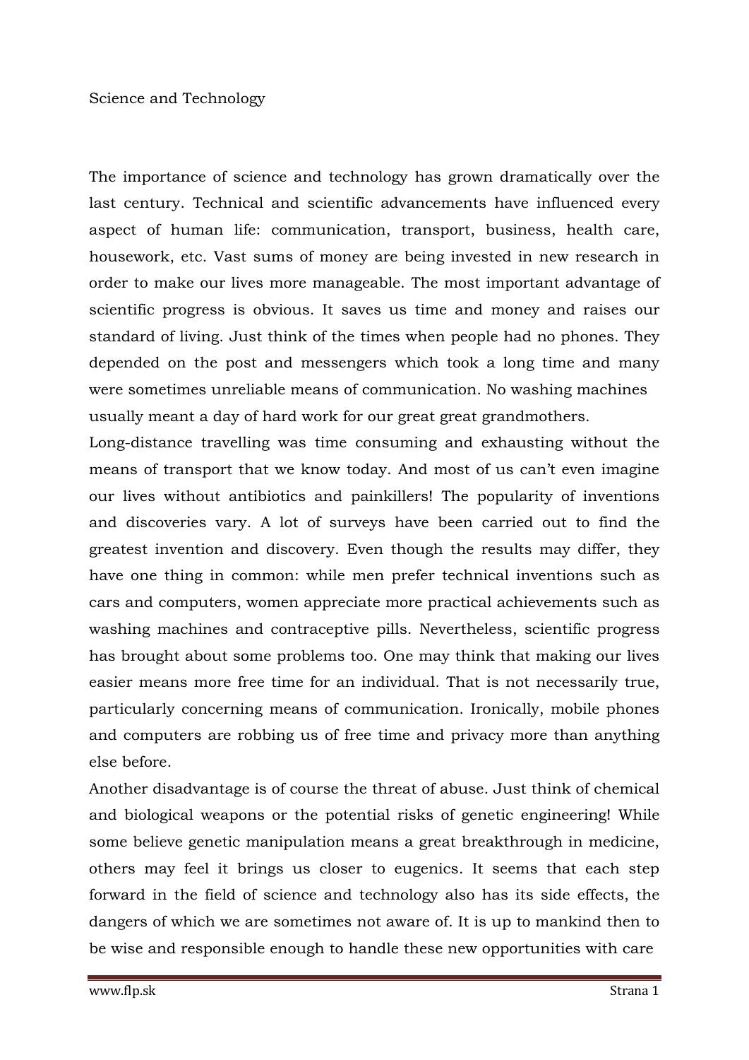# Science and Technology

The importance of science and technology has grown dramatically over the last century. Technical and scientific advancements have influenced every aspect of human life: communication, transport, business, health care, housework, etc. Vast sums of money are being invested in new research in order to make our lives more manageable. The most important advantage of scientific progress is obvious. It saves us time and money and raises our standard of living. Just think of the times when people had no phones. They depended on the post and messengers which took a long time and many were sometimes unreliable means of communication. No washing machines usually meant a day of hard work for our great great grandmothers.

Long-distance travelling was time consuming and exhausting without the means of transport that we know today. And most of us can't even imagine our lives without antibiotics and painkillers! The popularity of inventions and discoveries vary. A lot of surveys have been carried out to find the greatest invention and discovery. Even though the results may differ, they have one thing in common: while men prefer technical inventions such as cars and computers, women appreciate more practical achievements such as washing machines and contraceptive pills. Nevertheless, scientific progress has brought about some problems too. One may think that making our lives easier means more free time for an individual. That is not necessarily true, particularly concerning means of communication. Ironically, mobile phones and computers are robbing us of free time and privacy more than anything else before.

Another disadvantage is of course the threat of abuse. Just think of chemical and biological weapons or the potential risks of genetic engineering! While some believe genetic manipulation means a great breakthrough in medicine, others may feel it brings us closer to eugenics. It seems that each step forward in the field of science and technology also has its side effects, the dangers of which we are sometimes not aware of. It is up to mankind then to be wise and responsible enough to handle these new opportunities with care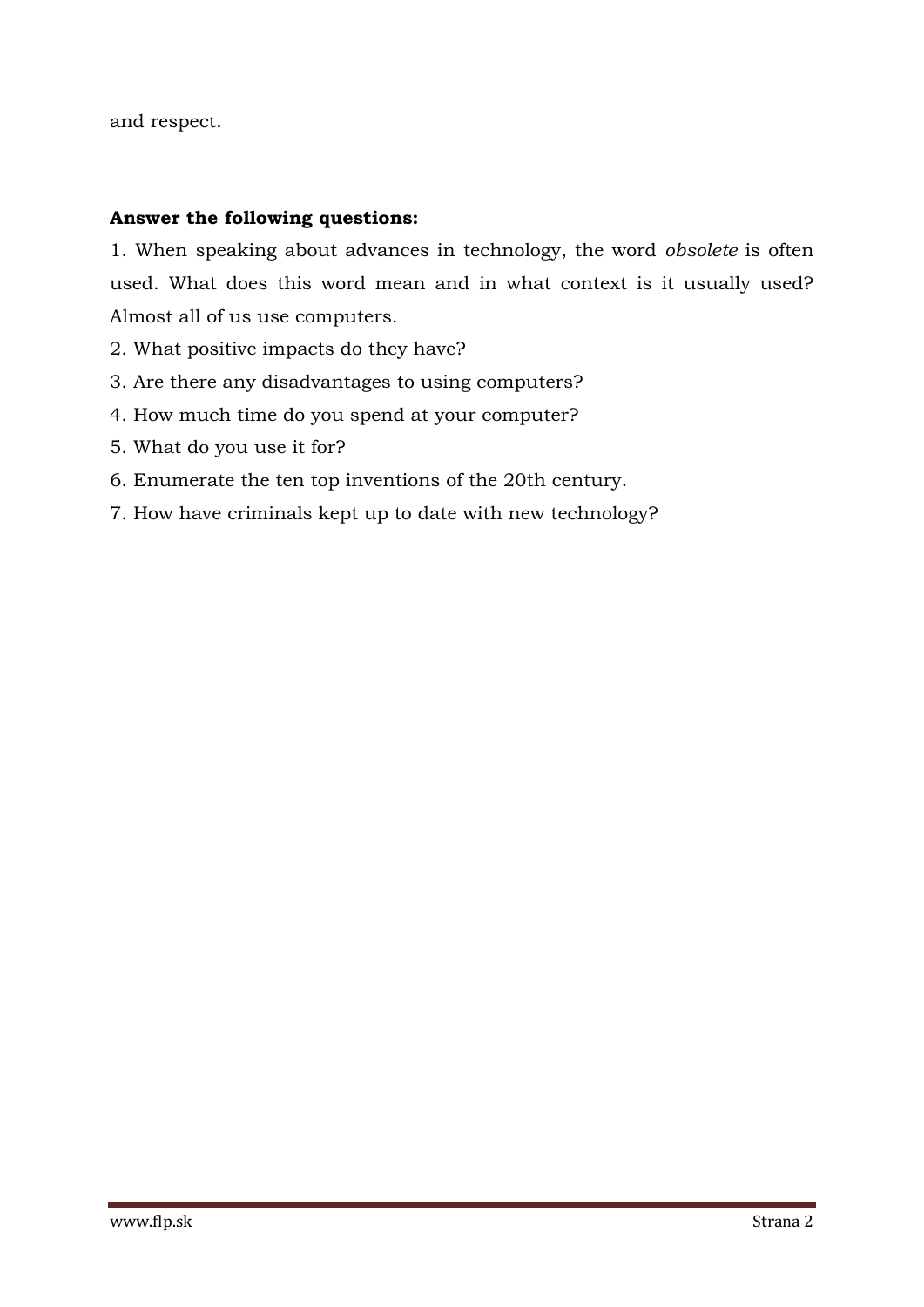and respect.

**Answer the following questions:**

1. When speaking about advances in technology, the word *obsolete* is often used. What does this word mean and in what context is it usually used? Almost all of us use computers.
2. What positive impacts do they have?
3. Are there any disadvantages to using computers?
4. How much time do you spend at your computer?
5. What do you use it for?
6. Enumerate the ten top inventions of the 20th century.
7. How have criminals kept up to date with new technology?